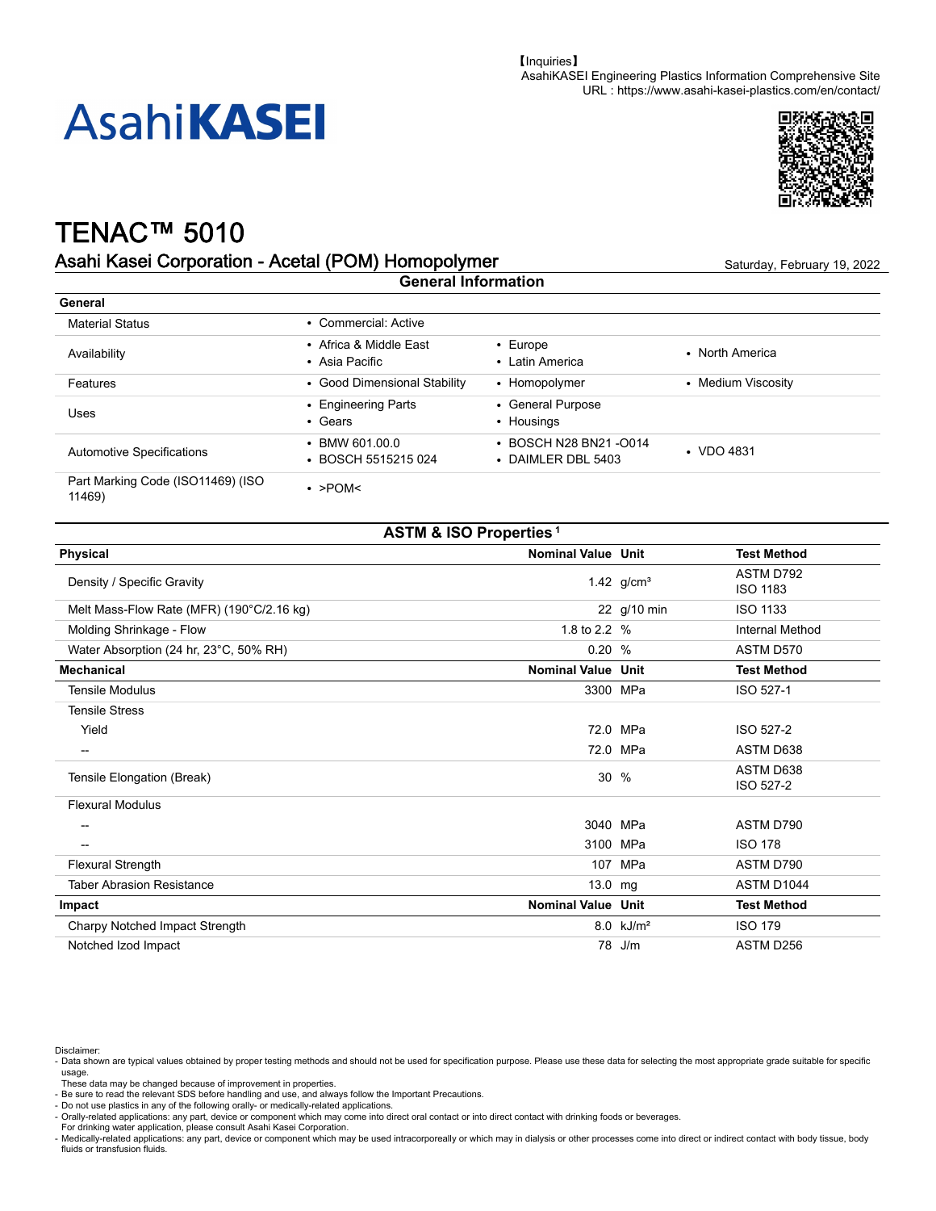【Inquiries】
AsahiKASEI Engineering Plastics Information Comprehensive Site
URL : https://www.asahi-kasei-plastics.com/en/contact/

AsahiKASEI

# TENAC™ 5010

## Asahi Kasei Corporation - Acetal (POM) Homopolymer

Saturday, February 19, 2022

### General Information

| General | | | |
|---|---|---|---|
| Material Status | • Commercial: Active | | |
| Availability | • Africa & Middle East<br>• Asia Pacific | • Europe<br>• Latin America | • North America |
| Features | • Good Dimensional Stability | • Homopolymer | • Medium Viscosity |
| Uses | • Engineering Parts<br>• Gears | • General Purpose<br>• Housings | |
| Automotive Specifications | • BMW 601.00.0<br>• BOSCH 5515215 024 | • BOSCH N28 BN21 -O014<br>• DAIMLER DBL 5403 | • VDO 4831 |
| Part Marking Code (ISO11469) (ISO 11469) | • >POM< | | |

### ASTM & ISO Properties [1]

| Physical | Nominal Value | Unit | Test Method |
|---|---|---|---|
| Density / Specific Gravity | 1.42 | g/cm³ | ASTM D792<br>ISO 1183 |
| Melt Mass-Flow Rate (MFR) (190°C/2.16 kg) | 22 | g/10 min | ISO 1133 |
| Molding Shrinkage - Flow | 1.8 to 2.2 | % | Internal Method |
| Water Absorption (24 hr, 23°C, 50% RH) | 0.20 | % | ASTM D570 |
| **Mechanical** | **Nominal Value** | **Unit** | **Test Method** |
| Tensile Modulus | 3300 | MPa | ISO 527-1 |
| Tensile Stress | | | |
| Yield | 72.0 | MPa | ISO 527-2 |
| -- | 72.0 | MPa | ASTM D638 |
| Tensile Elongation (Break) | 30 | % | ASTM D638<br>ISO 527-2 |
| Flexural Modulus | | | |
| -- | 3040 | MPa | ASTM D790 |
| -- | 3100 | MPa | ISO 178 |
| Flexural Strength | 107 | MPa | ASTM D790 |
| Taber Abrasion Resistance | 13.0 | mg | ASTM D1044 |
| **Impact** | **Nominal Value** | **Unit** | **Test Method** |
| Charpy Notched Impact Strength | 8.0 | kJ/m² | ISO 179 |
| Notched Izod Impact | 78 | J/m | ASTM D256 |

Disclaimer:
- Data shown are typical values obtained by proper testing methods and should not be used for specification purpose. Please use these data for selecting the most appropriate grade suitable for specific usage.
  These data may be changed because of improvement in properties.
- Be sure to read the relevant SDS before handling and use, and always follow the Important Precautions.
- Do not use plastics in any of the following orally- or medically-related applications.
- Orally-related applications: any part, device or component which may come into direct oral contact or into direct contact with drinking foods or beverages.
  For drinking water application, please consult Asahi Kasei Corporation.
- Medically-related applications: any part, device or component which may be used intracorporeally or which may in dialysis or other processes come into direct or indirect contact with body tissue, body fluids or transfusion fluids.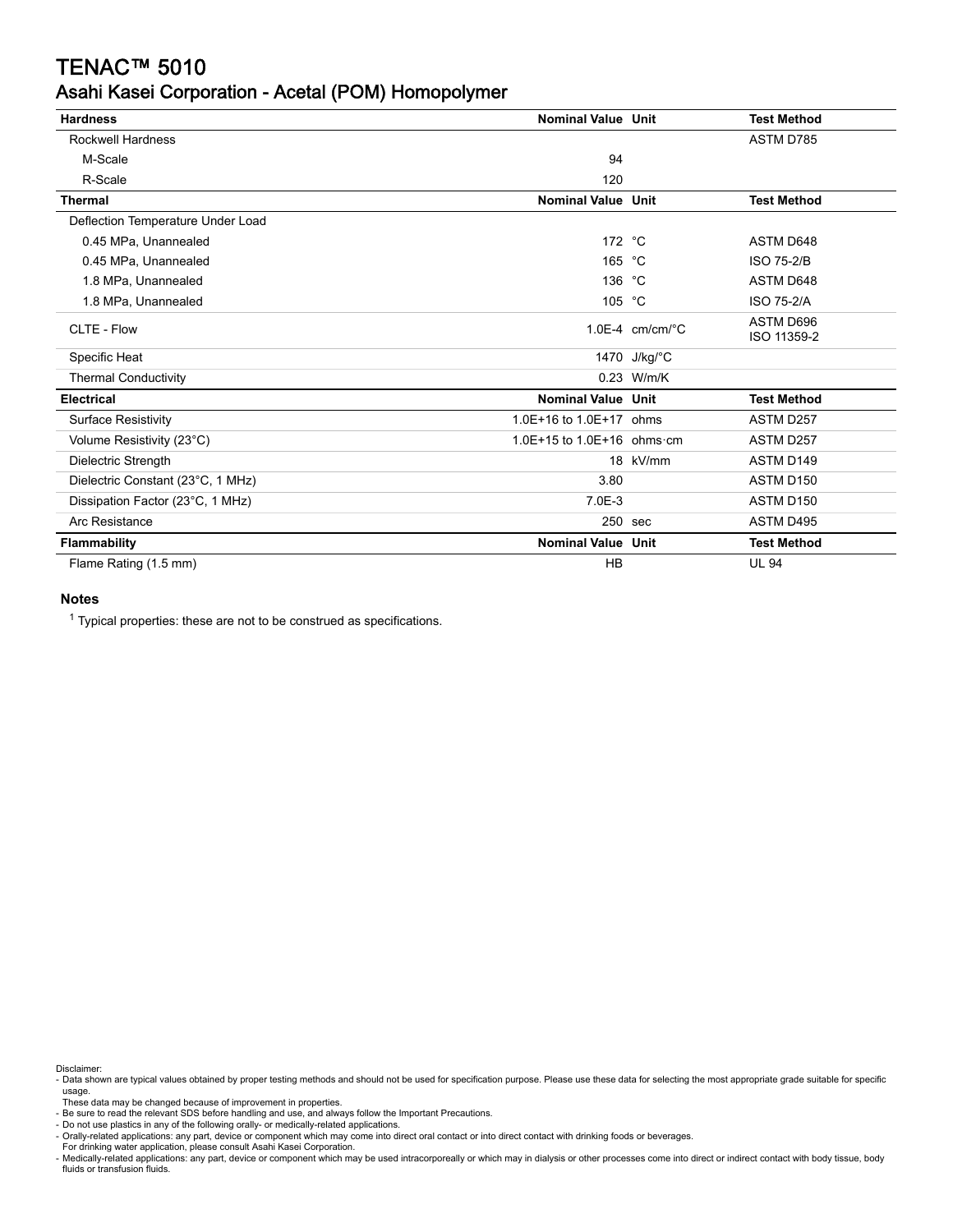# TENAC™ 5010

## Asahi Kasei Corporation - Acetal (POM) Homopolymer

| Hardness | Nominal Value | Unit | Test Method |
|---|---|---|---|
| Rockwell Hardness | | | ASTM D785 |
| M-Scale | 94 | | |
| R-Scale | 120 | | |

| Thermal | Nominal Value | Unit | Test Method |
|---|---|---|---|
| Deflection Temperature Under Load | | | |
| 0.45 MPa, Unannealed | 172 | °C | ASTM D648 |
| 0.45 MPa, Unannealed | 165 | °C | ISO 75-2/B |
| 1.8 MPa, Unannealed | 136 | °C | ASTM D648 |
| 1.8 MPa, Unannealed | 105 | °C | ISO 75-2/A |
| CLTE - Flow | 1.0E-4 | cm/cm/°C | ASTM D696 ISO 11359-2 |
| Specific Heat | 1470 | J/kg/°C | |
| Thermal Conductivity | 0.23 | W/m/K | |

| Electrical | Nominal Value | Unit | Test Method |
|---|---|---|---|
| Surface Resistivity | 1.0E+16 to 1.0E+17 | ohms | ASTM D257 |
| Volume Resistivity (23°C) | 1.0E+15 to 1.0E+16 | ohms·cm | ASTM D257 |
| Dielectric Strength | 18 | kV/mm | ASTM D149 |
| Dielectric Constant (23°C, 1 MHz) | 3.80 | | ASTM D150 |
| Dissipation Factor (23°C, 1 MHz) | 7.0E-3 | | ASTM D150 |
| Arc Resistance | 250 | sec | ASTM D495 |

| Flammability | Nominal Value | Unit | Test Method |
|---|---|---|---|
| Flame Rating (1.5 mm) | HB | | UL 94 |

**Notes**

[1] Typical properties: these are not to be construed as specifications.

Disclaimer:
- Data shown are typical values obtained by proper testing methods and should not be used for specification purpose. Please use these data for selecting the most appropriate grade suitable for specific usage.
  These data may be changed because of improvement in properties.
- Be sure to read the relevant SDS before handling and use, and always follow the Important Precautions.
- Do not use plastics in any of the following orally- or medically-related applications.
- Orally-related applications: any part, device or component which may come into direct oral contact or into direct contact with drinking foods or beverages.
  For drinking water application, please consult Asahi Kasei Corporation.
- Medically-related applications: any part, device or component which may be used intracorporeally or which may in dialysis or other processes come into direct or indirect contact with body tissue, body fluids or transfusion fluids.